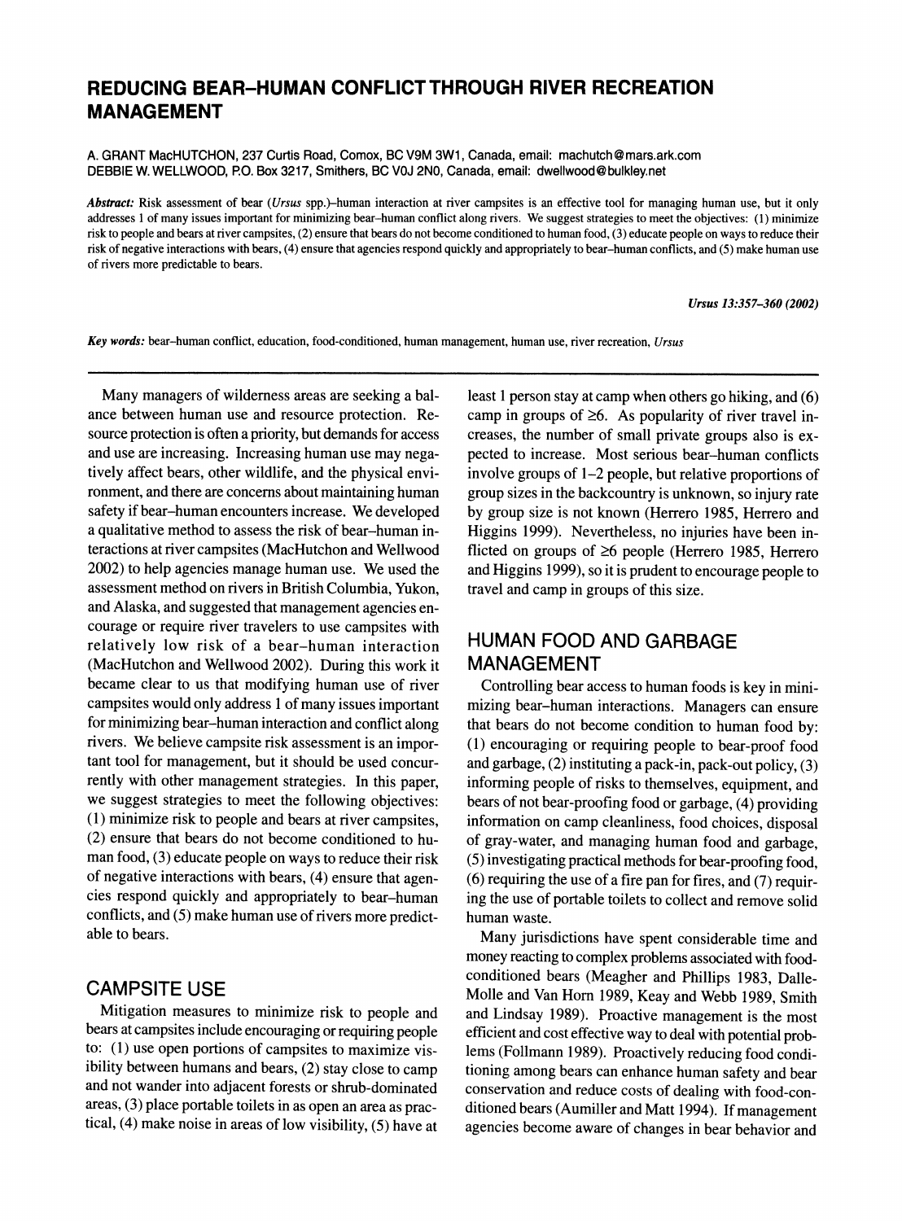# REDUCING BEAR–HUMAN CONFLICT THROUGH RIVER RECREATION MANAGEMENT

A. GRANT MacHUTCHON, 237 Curtis Road, Comox, BC V9M 3W1, Canada, email: machutch@mars.ark.com
DEBBIE W. WELLWOOD, P.O. Box 3217, Smithers, BC V0J 2N0, Canada, email: dwellwood@bulkley.net

***Abstract:*** Risk assessment of bear (*Ursus* spp.)–human interaction at river campsites is an effective tool for managing human use, but it only addresses 1 of many issues important for minimizing bear–human conflict along rivers. We suggest strategies to meet the objectives: (1) minimize risk to people and bears at river campsites, (2) ensure that bears do not become conditioned to human food, (3) educate people on ways to reduce their risk of negative interactions with bears, (4) ensure that agencies respond quickly and appropriately to bear–human conflicts, and (5) make human use of rivers more predictable to bears.

***Key words:*** bear–human conflict, education, food-conditioned, human management, human use, river recreation, *Ursus*

Many managers of wilderness areas are seeking a balance between human use and resource protection. Resource protection is often a priority, but demands for access and use are increasing. Increasing human use may negatively affect bears, other wildlife, and the physical environment, and there are concerns about maintaining human safety if bear–human encounters increase. We developed a qualitative method to assess the risk of bear–human interactions at river campsites (MacHutchon and Wellwood 2002) to help agencies manage human use. We used the assessment method on rivers in British Columbia, Yukon, and Alaska, and suggested that management agencies encourage or require river travelers to use campsites with relatively low risk of a bear–human interaction (MacHutchon and Wellwood 2002). During this work it became clear to us that modifying human use of river campsites would only address 1 of many issues important for minimizing bear–human interaction and conflict along rivers. We believe campsite risk assessment is an important tool for management, but it should be used concurrently with other management strategies. In this paper, we suggest strategies to meet the following objectives: (1) minimize risk to people and bears at river campsites, (2) ensure that bears do not become conditioned to human food, (3) educate people on ways to reduce their risk of negative interactions with bears, (4) ensure that agencies respond quickly and appropriately to bear–human conflicts, and (5) make human use of rivers more predictable to bears.

## CAMPSITE USE

Mitigation measures to minimize risk to people and bears at campsites include encouraging or requiring people to: (1) use open portions of campsites to maximize visibility between humans and bears, (2) stay close to camp and not wander into adjacent forests or shrub-dominated areas, (3) place portable toilets in as open an area as practical, (4) make noise in areas of low visibility, (5) have at least 1 person stay at camp when others go hiking, and (6) camp in groups of ≥6. As popularity of river travel increases, the number of small private groups also is expected to increase. Most serious bear–human conflicts involve groups of 1–2 people, but relative proportions of group sizes in the backcountry is unknown, so injury rate by group size is not known (Herrero 1985, Herrero and Higgins 1999). Nevertheless, no injuries have been inflicted on groups of ≥6 people (Herrero 1985, Herrero and Higgins 1999), so it is prudent to encourage people to travel and camp in groups of this size.

## HUMAN FOOD AND GARBAGE MANAGEMENT

Controlling bear access to human foods is key in minimizing bear–human interactions. Managers can ensure that bears do not become condition to human food by: (1) encouraging or requiring people to bear-proof food and garbage, (2) instituting a pack-in, pack-out policy, (3) informing people of risks to themselves, equipment, and bears of not bear-proofing food or garbage, (4) providing information on camp cleanliness, food choices, disposal of gray-water, and managing human food and garbage, (5) investigating practical methods for bear-proofing food, (6) requiring the use of a fire pan for fires, and (7) requiring the use of portable toilets to collect and remove solid human waste.

Many jurisdictions have spent considerable time and money reacting to complex problems associated with food-conditioned bears (Meagher and Phillips 1983, Dalle-Molle and Van Horn 1989, Keay and Webb 1989, Smith and Lindsay 1989). Proactive management is the most efficient and cost effective way to deal with potential problems (Follmann 1989). Proactively reducing food conditioning among bears can enhance human safety and bear conservation and reduce costs of dealing with food-conditioned bears (Aumiller and Matt 1994). If management agencies become aware of changes in bear behavior and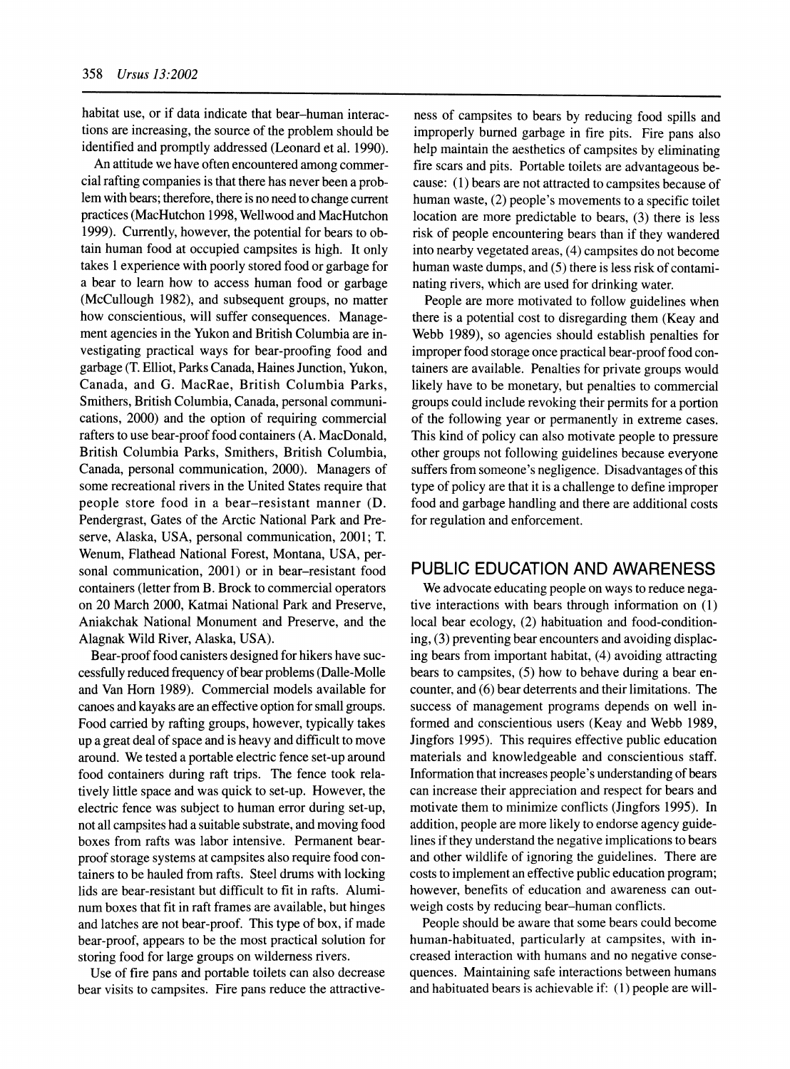habitat use, or if data indicate that bear–human interactions are increasing, the source of the problem should be identified and promptly addressed (Leonard et al. 1990).

An attitude we have often encountered among commercial rafting companies is that there has never been a problem with bears; therefore, there is no need to change current practices (MacHutchon 1998, Wellwood and MacHutchon 1999). Currently, however, the potential for bears to obtain human food at occupied campsites is high. It only takes 1 experience with poorly stored food or garbage for a bear to learn how to access human food or garbage (McCullough 1982), and subsequent groups, no matter how conscientious, will suffer consequences. Management agencies in the Yukon and British Columbia are investigating practical ways for bear-proofing food and garbage (T. Elliot, Parks Canada, Haines Junction, Yukon, Canada, and G. MacRae, British Columbia Parks, Smithers, British Columbia, Canada, personal communications, 2000) and the option of requiring commercial rafters to use bear-proof food containers (A. MacDonald, British Columbia Parks, Smithers, British Columbia, Canada, personal communication, 2000). Managers of some recreational rivers in the United States require that people store food in a bear–resistant manner (D. Pendergrast, Gates of the Arctic National Park and Preserve, Alaska, USA, personal communication, 2001; T. Wenum, Flathead National Forest, Montana, USA, personal communication, 2001) or in bear–resistant food containers (letter from B. Brock to commercial operators on 20 March 2000, Katmai National Park and Preserve, Aniakchak National Monument and Preserve, and the Alagnak Wild River, Alaska, USA).

Bear-proof food canisters designed for hikers have successfully reduced frequency of bear problems (Dalle-Molle and Van Horn 1989). Commercial models available for canoes and kayaks are an effective option for small groups. Food carried by rafting groups, however, typically takes up a great deal of space and is heavy and difficult to move around. We tested a portable electric fence set-up around food containers during raft trips. The fence took relatively little space and was quick to set-up. However, the electric fence was subject to human error during set-up, not all campsites had a suitable substrate, and moving food boxes from rafts was labor intensive. Permanent bear-proof storage systems at campsites also require food containers to be hauled from rafts. Steel drums with locking lids are bear-resistant but difficult to fit in rafts. Aluminum boxes that fit in raft frames are available, but hinges and latches are not bear-proof. This type of box, if made bear-proof, appears to be the most practical solution for storing food for large groups on wilderness rivers.

Use of fire pans and portable toilets can also decrease bear visits to campsites. Fire pans reduce the attractiveness of campsites to bears by reducing food spills and improperly burned garbage in fire pits. Fire pans also help maintain the aesthetics of campsites by eliminating fire scars and pits. Portable toilets are advantageous because: (1) bears are not attracted to campsites because of human waste, (2) people's movements to a specific toilet location are more predictable to bears, (3) there is less risk of people encountering bears than if they wandered into nearby vegetated areas, (4) campsites do not become human waste dumps, and (5) there is less risk of contaminating rivers, which are used for drinking water.

People are more motivated to follow guidelines when there is a potential cost to disregarding them (Keay and Webb 1989), so agencies should establish penalties for improper food storage once practical bear-proof food containers are available. Penalties for private groups would likely have to be monetary, but penalties to commercial groups could include revoking their permits for a portion of the following year or permanently in extreme cases. This kind of policy can also motivate people to pressure other groups not following guidelines because everyone suffers from someone's negligence. Disadvantages of this type of policy are that it is a challenge to define improper food and garbage handling and there are additional costs for regulation and enforcement.

## PUBLIC EDUCATION AND AWARENESS

We advocate educating people on ways to reduce negative interactions with bears through information on (1) local bear ecology, (2) habituation and food-conditioning, (3) preventing bear encounters and avoiding displacing bears from important habitat, (4) avoiding attracting bears to campsites, (5) how to behave during a bear encounter, and (6) bear deterrents and their limitations. The success of management programs depends on well informed and conscientious users (Keay and Webb 1989, Jingfors 1995). This requires effective public education materials and knowledgeable and conscientious staff. Information that increases people's understanding of bears can increase their appreciation and respect for bears and motivate them to minimize conflicts (Jingfors 1995). In addition, people are more likely to endorse agency guidelines if they understand the negative implications to bears and other wildlife of ignoring the guidelines. There are costs to implement an effective public education program; however, benefits of education and awareness can outweigh costs by reducing bear–human conflicts.

People should be aware that some bears could become human-habituated, particularly at campsites, with increased interaction with humans and no negative consequences. Maintaining safe interactions between humans and habituated bears is achievable if: (1) people are will-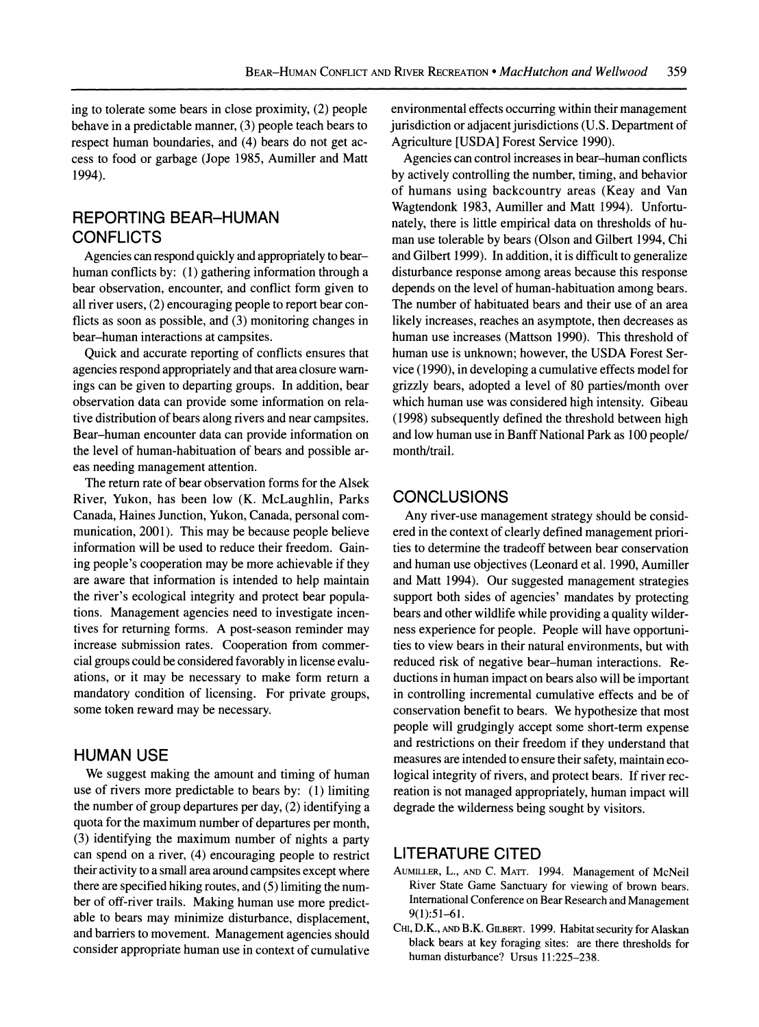ing to tolerate some bears in close proximity, (2) people behave in a predictable manner, (3) people teach bears to respect human boundaries, and (4) bears do not get access to food or garbage (Jope 1985, Aumiller and Matt 1994).

## REPORTING BEAR–HUMAN CONFLICTS

Agencies can respond quickly and appropriately to bear–human conflicts by: (1) gathering information through a bear observation, encounter, and conflict form given to all river users, (2) encouraging people to report bear conflicts as soon as possible, and (3) monitoring changes in bear–human interactions at campsites.

Quick and accurate reporting of conflicts ensures that agencies respond appropriately and that area closure warnings can be given to departing groups. In addition, bear observation data can provide some information on relative distribution of bears along rivers and near campsites. Bear–human encounter data can provide information on the level of human-habituation of bears and possible areas needing management attention.

The return rate of bear observation forms for the Alsek River, Yukon, has been low (K. McLaughlin, Parks Canada, Haines Junction, Yukon, Canada, personal communication, 2001). This may be because people believe information will be used to reduce their freedom. Gaining people's cooperation may be more achievable if they are aware that information is intended to help maintain the river's ecological integrity and protect bear populations. Management agencies need to investigate incentives for returning forms. A post-season reminder may increase submission rates. Cooperation from commercial groups could be considered favorably in license evaluations, or it may be necessary to make form return a mandatory condition of licensing. For private groups, some token reward may be necessary.

## HUMAN USE

We suggest making the amount and timing of human use of rivers more predictable to bears by: (1) limiting the number of group departures per day, (2) identifying a quota for the maximum number of departures per month, (3) identifying the maximum number of nights a party can spend on a river, (4) encouraging people to restrict their activity to a small area around campsites except where there are specified hiking routes, and (5) limiting the number of off-river trails. Making human use more predictable to bears may minimize disturbance, displacement, and barriers to movement. Management agencies should consider appropriate human use in context of cumulative environmental effects occurring within their management jurisdiction or adjacent jurisdictions (U.S. Department of Agriculture [USDA] Forest Service 1990).

Agencies can control increases in bear–human conflicts by actively controlling the number, timing, and behavior of humans using backcountry areas (Keay and Van Wagtendonk 1983, Aumiller and Matt 1994). Unfortunately, there is little empirical data on thresholds of human use tolerable by bears (Olson and Gilbert 1994, Chi and Gilbert 1999). In addition, it is difficult to generalize disturbance response among areas because this response depends on the level of human-habituation among bears. The number of habituated bears and their use of an area likely increases, reaches an asymptote, then decreases as human use increases (Mattson 1990). This threshold of human use is unknown; however, the USDA Forest Service (1990), in developing a cumulative effects model for grizzly bears, adopted a level of 80 parties/month over which human use was considered high intensity. Gibeau (1998) subsequently defined the threshold between high and low human use in Banff National Park as 100 people/month/trail.

## CONCLUSIONS

Any river-use management strategy should be considered in the context of clearly defined management priorities to determine the tradeoff between bear conservation and human use objectives (Leonard et al. 1990, Aumiller and Matt 1994). Our suggested management strategies support both sides of agencies' mandates by protecting bears and other wildlife while providing a quality wilderness experience for people. People will have opportunities to view bears in their natural environments, but with reduced risk of negative bear–human interactions. Reductions in human impact on bears also will be important in controlling incremental cumulative effects and be of conservation benefit to bears. We hypothesize that most people will grudgingly accept some short-term expense and restrictions on their freedom if they understand that measures are intended to ensure their safety, maintain ecological integrity of rivers, and protect bears. If river recreation is not managed appropriately, human impact will degrade the wilderness being sought by visitors.

## LITERATURE CITED

Aumiller, L., and C. Matt. 1994. Management of McNeil River State Game Sanctuary for viewing of brown bears. International Conference on Bear Research and Management 9(1):51–61.

Chi, D.K., and B.K. Gilbert. 1999. Habitat security for Alaskan black bears at key foraging sites: are there thresholds for human disturbance? Ursus 11:225–238.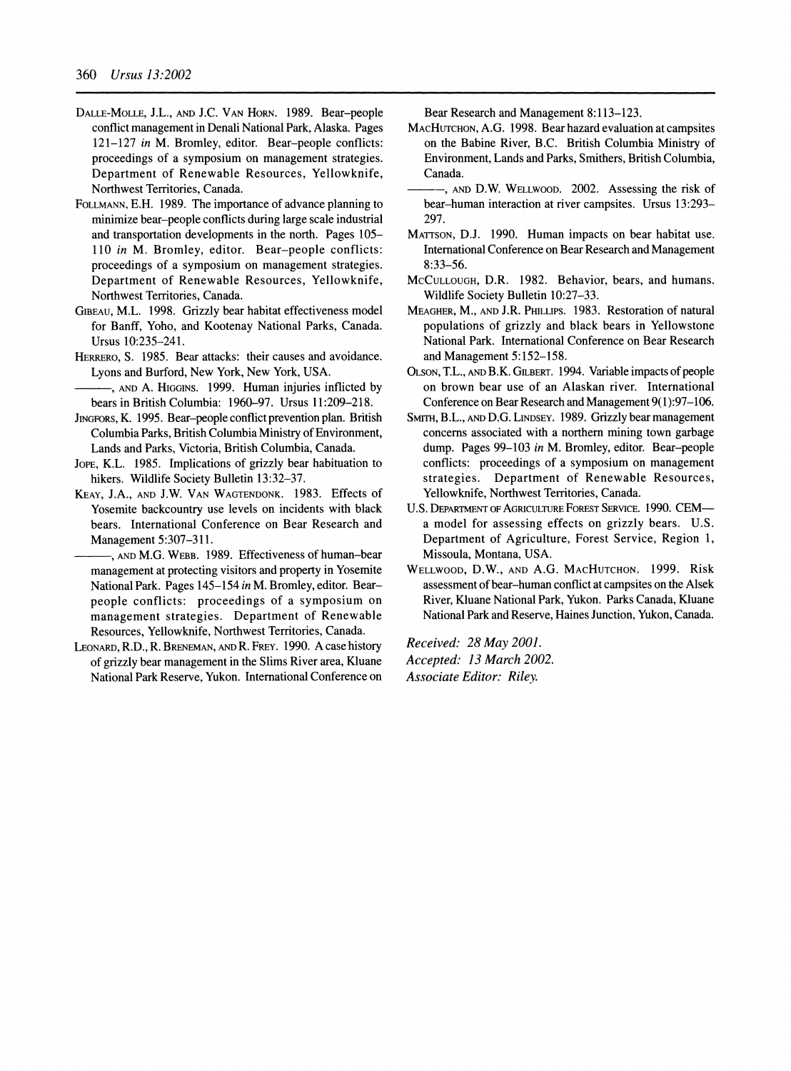Dalle-Molle, J.L., and J.C. Van Horn. 1989. Bear–people conflict management in Denali National Park, Alaska. Pages 121–127 *in* M. Bromley, editor. Bear–people conflicts: proceedings of a symposium on management strategies. Department of Renewable Resources, Yellowknife, Northwest Territories, Canada.

Follmann, E.H. 1989. The importance of advance planning to minimize bear–people conflicts during large scale industrial and transportation developments in the north. Pages 105–110 *in* M. Bromley, editor. Bear–people conflicts: proceedings of a symposium on management strategies. Department of Renewable Resources, Yellowknife, Northwest Territories, Canada.

Gibeau, M.L. 1998. Grizzly bear habitat effectiveness model for Banff, Yoho, and Kootenay National Parks, Canada. Ursus 10:235–241.

Herrero, S. 1985. Bear attacks: their causes and avoidance. Lyons and Burford, New York, New York, USA.

———, and A. Higgins. 1999. Human injuries inflicted by bears in British Columbia: 1960–97. Ursus 11:209–218.

Jingfors, K. 1995. Bear–people conflict prevention plan. British Columbia Parks, British Columbia Ministry of Environment, Lands and Parks, Victoria, British Columbia, Canada.

Jope, K.L. 1985. Implications of grizzly bear habituation to hikers. Wildlife Society Bulletin 13:32–37.

Keay, J.A., and J.W. Van Wagtendonk. 1983. Effects of Yosemite backcountry use levels on incidents with black bears. International Conference on Bear Research and Management 5:307–311.

———, and M.G. Webb. 1989. Effectiveness of human–bear management at protecting visitors and property in Yosemite National Park. Pages 145–154 *in* M. Bromley, editor. Bear–people conflicts: proceedings of a symposium on management strategies. Department of Renewable Resources, Yellowknife, Northwest Territories, Canada.

Leonard, R.D., R. Breneman, and R. Frey. 1990. A case history of grizzly bear management in the Slims River area, Kluane National Park Reserve, Yukon. International Conference on Bear Research and Management 8:113–123.

MacHutchon, A.G. 1998. Bear hazard evaluation at campsites on the Babine River, B.C. British Columbia Ministry of Environment, Lands and Parks, Smithers, British Columbia, Canada.

———, and D.W. Wellwood. 2002. Assessing the risk of bear–human interaction at river campsites. Ursus 13:293–297.

Mattson, D.J. 1990. Human impacts on bear habitat use. International Conference on Bear Research and Management 8:33–56.

McCullough, D.R. 1982. Behavior, bears, and humans. Wildlife Society Bulletin 10:27–33.

Meagher, M., and J.R. Phillips. 1983. Restoration of natural populations of grizzly and black bears in Yellowstone National Park. International Conference on Bear Research and Management 5:152–158.

Olson, T.L., and B.K. Gilbert. 1994. Variable impacts of people on brown bear use of an Alaskan river. International Conference on Bear Research and Management 9(1):97–106.

Smith, B.L., and D.G. Lindsey. 1989. Grizzly bear management concerns associated with a northern mining town garbage dump. Pages 99–103 *in* M. Bromley, editor. Bear–people conflicts: proceedings of a symposium on management strategies. Department of Renewable Resources, Yellowknife, Northwest Territories, Canada.

U.S. Department of Agriculture Forest Service. 1990. CEM—a model for assessing effects on grizzly bears. U.S. Department of Agriculture, Forest Service, Region 1, Missoula, Montana, USA.

Wellwood, D.W., and A.G. MacHutchon. 1999. Risk assessment of bear–human conflict at campsites on the Alsek River, Kluane National Park, Yukon. Parks Canada, Kluane National Park and Reserve, Haines Junction, Yukon, Canada.

*Received: 28 May 2001.*
*Accepted: 13 March 2002.*
*Associate Editor: Riley.*